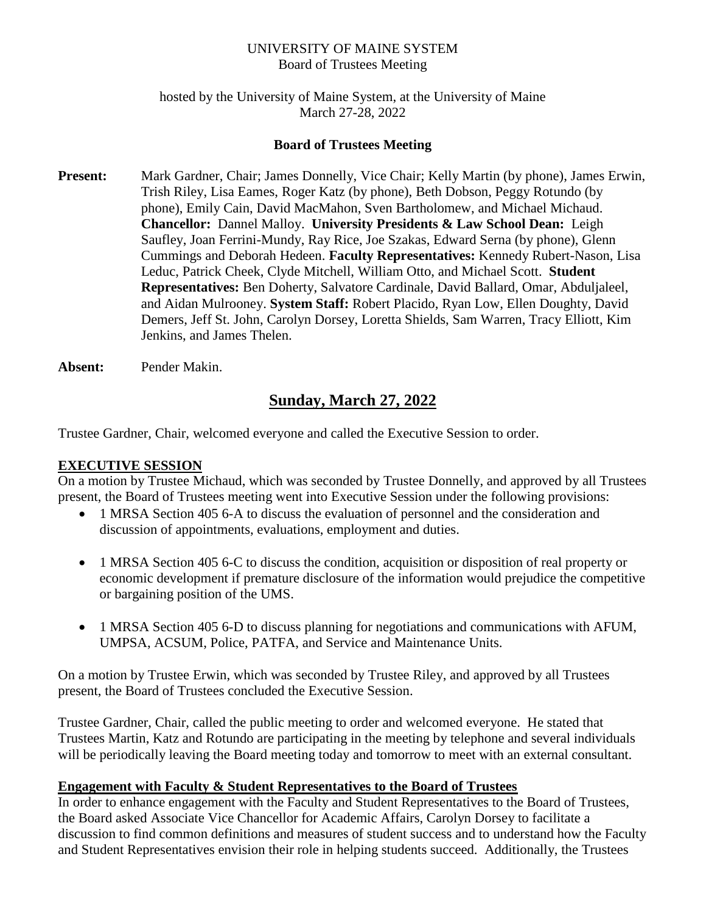UNIVERSITY OF MAINE SYSTEM
Board of Trustees Meeting

hosted by the University of Maine System, at the University of Maine
March 27-28, 2022

**Board of Trustees Meeting**

**Present:** Mark Gardner, Chair; James Donnelly, Vice Chair; Kelly Martin (by phone), James Erwin, Trish Riley, Lisa Eames, Roger Katz (by phone), Beth Dobson, Peggy Rotundo (by phone), Emily Cain, David MacMahon, Sven Bartholomew, and Michael Michaud. **Chancellor:** Dannel Malloy. **University Presidents & Law School Dean:** Leigh Saufley, Joan Ferrini-Mundy, Ray Rice, Joe Szakas, Edward Serna (by phone), Glenn Cummings and Deborah Hedeen. **Faculty Representatives:** Kennedy Rubert-Nason, Lisa Leduc, Patrick Cheek, Clyde Mitchell, William Otto, and Michael Scott. **Student Representatives:** Ben Doherty, Salvatore Cardinale, David Ballard, Omar, Abduljaleel, and Aidan Mulrooney. **System Staff:** Robert Placido, Ryan Low, Ellen Doughty, David Demers, Jeff St. John, Carolyn Dorsey, Loretta Shields, Sam Warren, Tracy Elliott, Kim Jenkins, and James Thelen.

**Absent:** Pender Makin.

## Sunday, March 27, 2022

Trustee Gardner, Chair, welcomed everyone and called the Executive Session to order.

### EXECUTIVE SESSION

On a motion by Trustee Michaud, which was seconded by Trustee Donnelly, and approved by all Trustees present, the Board of Trustees meeting went into Executive Session under the following provisions:

- 1 MRSA Section 405 6-A to discuss the evaluation of personnel and the consideration and discussion of appointments, evaluations, employment and duties.
- 1 MRSA Section 405 6-C to discuss the condition, acquisition or disposition of real property or economic development if premature disclosure of the information would prejudice the competitive or bargaining position of the UMS.
- 1 MRSA Section 405 6-D to discuss planning for negotiations and communications with AFUM, UMPSA, ACSUM, Police, PATFA, and Service and Maintenance Units.

On a motion by Trustee Erwin, which was seconded by Trustee Riley, and approved by all Trustees present, the Board of Trustees concluded the Executive Session.

Trustee Gardner, Chair, called the public meeting to order and welcomed everyone. He stated that Trustees Martin, Katz and Rotundo are participating in the meeting by telephone and several individuals will be periodically leaving the Board meeting today and tomorrow to meet with an external consultant.

### Engagement with Faculty & Student Representatives to the Board of Trustees

In order to enhance engagement with the Faculty and Student Representatives to the Board of Trustees, the Board asked Associate Vice Chancellor for Academic Affairs, Carolyn Dorsey to facilitate a discussion to find common definitions and measures of student success and to understand how the Faculty and Student Representatives envision their role in helping students succeed. Additionally, the Trustees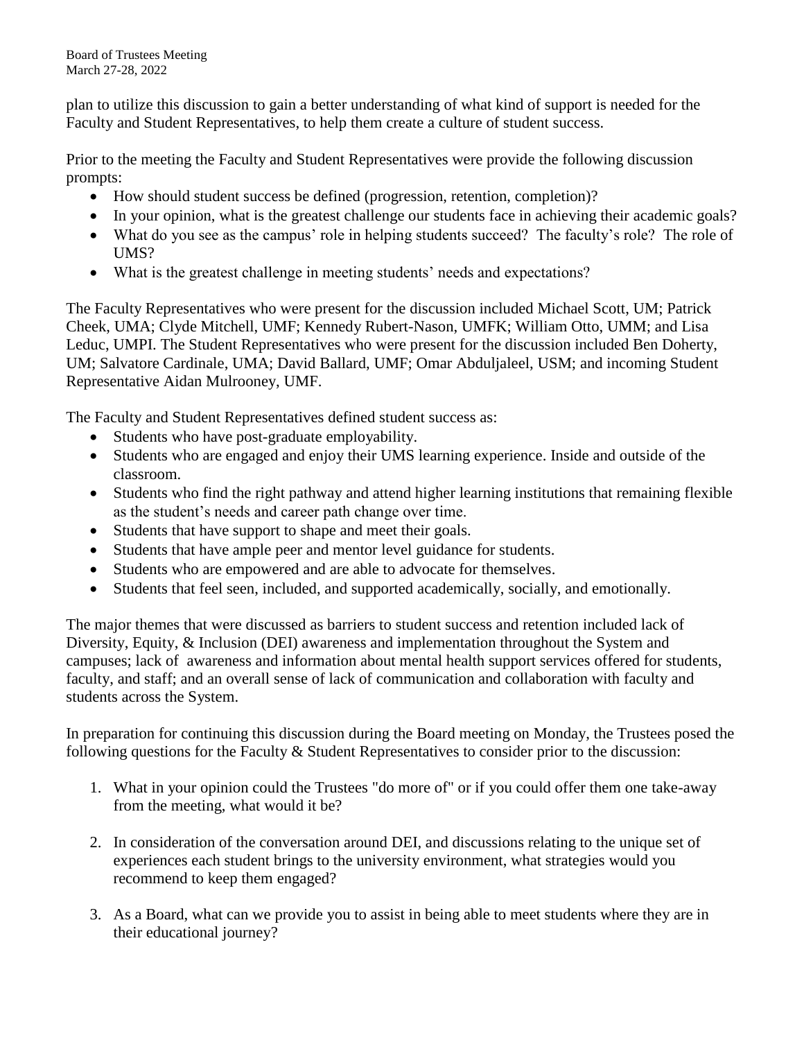plan to utilize this discussion to gain a better understanding of what kind of support is needed for the Faculty and Student Representatives, to help them create a culture of student success.

Prior to the meeting the Faculty and Student Representatives were provide the following discussion prompts:

- How should student success be defined (progression, retention, completion)?
- In your opinion, what is the greatest challenge our students face in achieving their academic goals?
- What do you see as the campus' role in helping students succeed? The faculty's role? The role of UMS?
- What is the greatest challenge in meeting students' needs and expectations?

The Faculty Representatives who were present for the discussion included Michael Scott, UM; Patrick Cheek, UMA; Clyde Mitchell, UMF; Kennedy Rubert-Nason, UMFK; William Otto, UMM; and Lisa Leduc, UMPI. The Student Representatives who were present for the discussion included Ben Doherty, UM; Salvatore Cardinale, UMA; David Ballard, UMF; Omar Abduljaleel, USM; and incoming Student Representative Aidan Mulrooney, UMF.

The Faculty and Student Representatives defined student success as:

- Students who have post-graduate employability.
- Students who are engaged and enjoy their UMS learning experience. Inside and outside of the classroom.
- Students who find the right pathway and attend higher learning institutions that remaining flexible as the student's needs and career path change over time.
- Students that have support to shape and meet their goals.
- Students that have ample peer and mentor level guidance for students.
- Students who are empowered and are able to advocate for themselves.
- Students that feel seen, included, and supported academically, socially, and emotionally.

The major themes that were discussed as barriers to student success and retention included lack of Diversity, Equity, & Inclusion (DEI) awareness and implementation throughout the System and campuses; lack of awareness and information about mental health support services offered for students, faculty, and staff; and an overall sense of lack of communication and collaboration with faculty and students across the System.

In preparation for continuing this discussion during the Board meeting on Monday, the Trustees posed the following questions for the Faculty & Student Representatives to consider prior to the discussion:

1. What in your opinion could the Trustees "do more of" or if you could offer them one take-away from the meeting, what would it be?

2. In consideration of the conversation around DEI, and discussions relating to the unique set of experiences each student brings to the university environment, what strategies would you recommend to keep them engaged?

3. As a Board, what can we provide you to assist in being able to meet students where they are in their educational journey?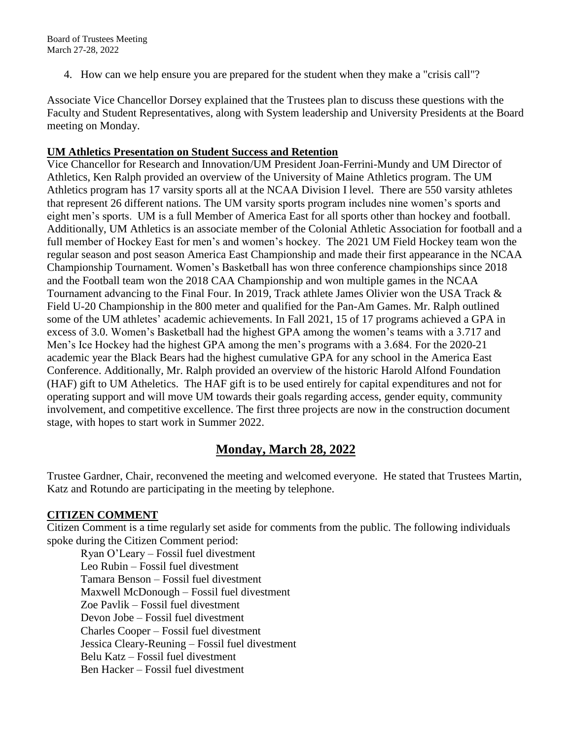4. How can we help ensure you are prepared for the student when they make a "crisis call"?

Associate Vice Chancellor Dorsey explained that the Trustees plan to discuss these questions with the Faculty and Student Representatives, along with System leadership and University Presidents at the Board meeting on Monday.

**UM Athletics Presentation on Student Success and Retention**

Vice Chancellor for Research and Innovation/UM President Joan-Ferrini-Mundy and UM Director of Athletics, Ken Ralph provided an overview of the University of Maine Athletics program. The UM Athletics program has 17 varsity sports all at the NCAA Division I level. There are 550 varsity athletes that represent 26 different nations. The UM varsity sports program includes nine women's sports and eight men's sports. UM is a full Member of America East for all sports other than hockey and football. Additionally, UM Athletics is an associate member of the Colonial Athletic Association for football and a full member of Hockey East for men's and women's hockey. The 2021 UM Field Hockey team won the regular season and post season America East Championship and made their first appearance in the NCAA Championship Tournament. Women's Basketball has won three conference championships since 2018 and the Football team won the 2018 CAA Championship and won multiple games in the NCAA Tournament advancing to the Final Four. In 2019, Track athlete James Olivier won the USA Track & Field U-20 Championship in the 800 meter and qualified for the Pan-Am Games. Mr. Ralph outlined some of the UM athletes' academic achievements. In Fall 2021, 15 of 17 programs achieved a GPA in excess of 3.0. Women's Basketball had the highest GPA among the women's teams with a 3.717 and Men's Ice Hockey had the highest GPA among the men's programs with a 3.684. For the 2020-21 academic year the Black Bears had the highest cumulative GPA for any school in the America East Conference. Additionally, Mr. Ralph provided an overview of the historic Harold Alfond Foundation (HAF) gift to UM Atheletics. The HAF gift is to be used entirely for capital expenditures and not for operating support and will move UM towards their goals regarding access, gender equity, community involvement, and competitive excellence. The first three projects are now in the construction document stage, with hopes to start work in Summer 2022.

## Monday, March 28, 2022

Trustee Gardner, Chair, reconvened the meeting and welcomed everyone. He stated that Trustees Martin, Katz and Rotundo are participating in the meeting by telephone.

**CITIZEN COMMENT**

Citizen Comment is a time regularly set aside for comments from the public. The following individuals spoke during the Citizen Comment period:

Ryan O'Leary – Fossil fuel divestment
Leo Rubin – Fossil fuel divestment
Tamara Benson – Fossil fuel divestment
Maxwell McDonough – Fossil fuel divestment
Zoe Pavlik – Fossil fuel divestment
Devon Jobe – Fossil fuel divestment
Charles Cooper – Fossil fuel divestment
Jessica Cleary-Reuning – Fossil fuel divestment
Belu Katz – Fossil fuel divestment
Ben Hacker – Fossil fuel divestment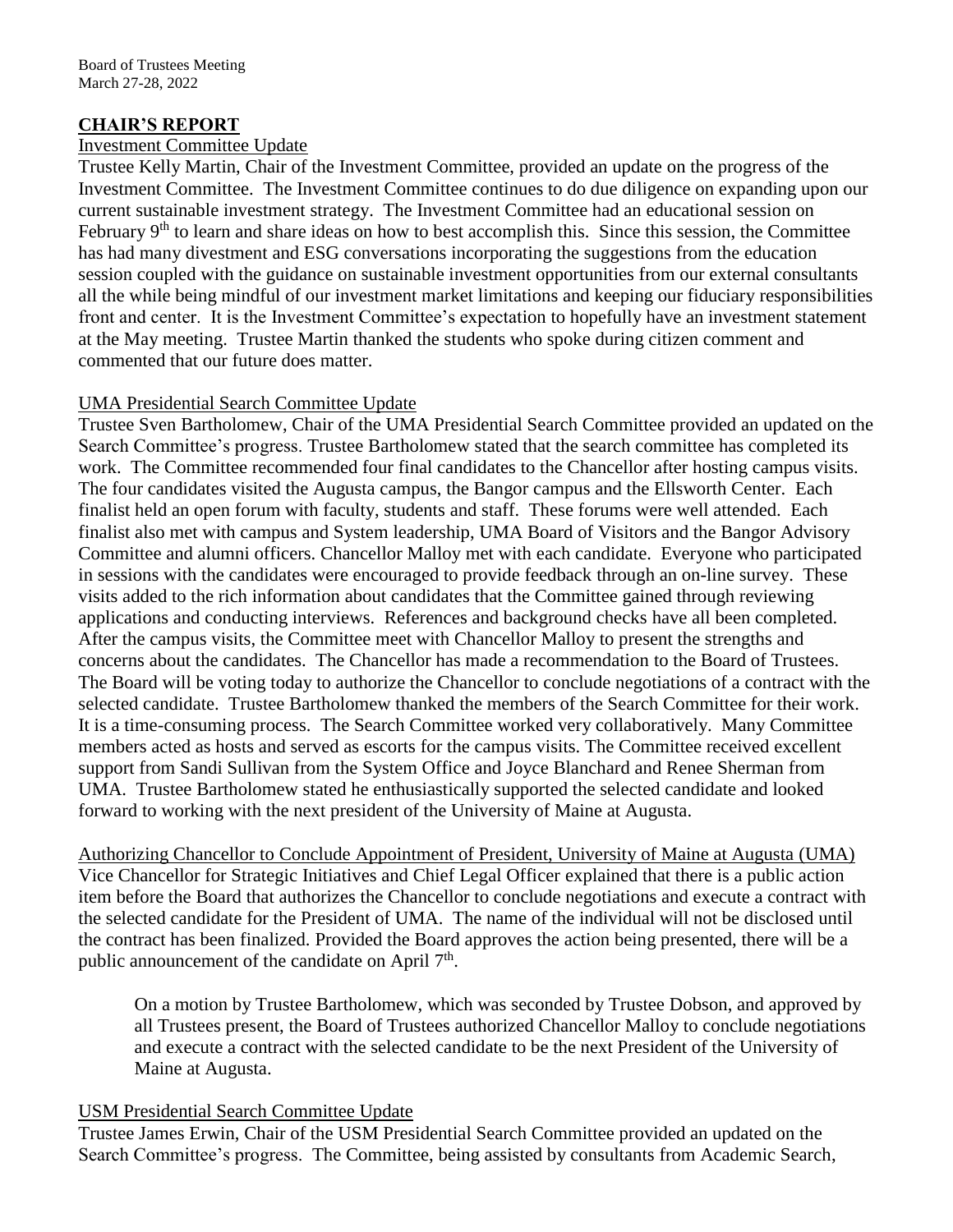## CHAIR'S REPORT

Investment Committee Update

Trustee Kelly Martin, Chair of the Investment Committee, provided an update on the progress of the Investment Committee. The Investment Committee continues to do due diligence on expanding upon our current sustainable investment strategy. The Investment Committee had an educational session on February 9th to learn and share ideas on how to best accomplish this. Since this session, the Committee has had many divestment and ESG conversations incorporating the suggestions from the education session coupled with the guidance on sustainable investment opportunities from our external consultants all the while being mindful of our investment market limitations and keeping our fiduciary responsibilities front and center. It is the Investment Committee's expectation to hopefully have an investment statement at the May meeting. Trustee Martin thanked the students who spoke during citizen comment and commented that our future does matter.

UMA Presidential Search Committee Update

Trustee Sven Bartholomew, Chair of the UMA Presidential Search Committee provided an updated on the Search Committee's progress. Trustee Bartholomew stated that the search committee has completed its work. The Committee recommended four final candidates to the Chancellor after hosting campus visits. The four candidates visited the Augusta campus, the Bangor campus and the Ellsworth Center. Each finalist held an open forum with faculty, students and staff. These forums were well attended. Each finalist also met with campus and System leadership, UMA Board of Visitors and the Bangor Advisory Committee and alumni officers. Chancellor Malloy met with each candidate. Everyone who participated in sessions with the candidates were encouraged to provide feedback through an on-line survey. These visits added to the rich information about candidates that the Committee gained through reviewing applications and conducting interviews. References and background checks have all been completed. After the campus visits, the Committee meet with Chancellor Malloy to present the strengths and concerns about the candidates. The Chancellor has made a recommendation to the Board of Trustees. The Board will be voting today to authorize the Chancellor to conclude negotiations of a contract with the selected candidate. Trustee Bartholomew thanked the members of the Search Committee for their work. It is a time-consuming process. The Search Committee worked very collaboratively. Many Committee members acted as hosts and served as escorts for the campus visits. The Committee received excellent support from Sandi Sullivan from the System Office and Joyce Blanchard and Renee Sherman from UMA. Trustee Bartholomew stated he enthusiastically supported the selected candidate and looked forward to working with the next president of the University of Maine at Augusta.

Authorizing Chancellor to Conclude Appointment of President, University of Maine at Augusta (UMA)

Vice Chancellor for Strategic Initiatives and Chief Legal Officer explained that there is a public action item before the Board that authorizes the Chancellor to conclude negotiations and execute a contract with the selected candidate for the President of UMA. The name of the individual will not be disclosed until the contract has been finalized. Provided the Board approves the action being presented, there will be a public announcement of the candidate on April 7th.

> On a motion by Trustee Bartholomew, which was seconded by Trustee Dobson, and approved by all Trustees present, the Board of Trustees authorized Chancellor Malloy to conclude negotiations and execute a contract with the selected candidate to be the next President of the University of Maine at Augusta.

USM Presidential Search Committee Update

Trustee James Erwin, Chair of the USM Presidential Search Committee provided an updated on the Search Committee's progress. The Committee, being assisted by consultants from Academic Search,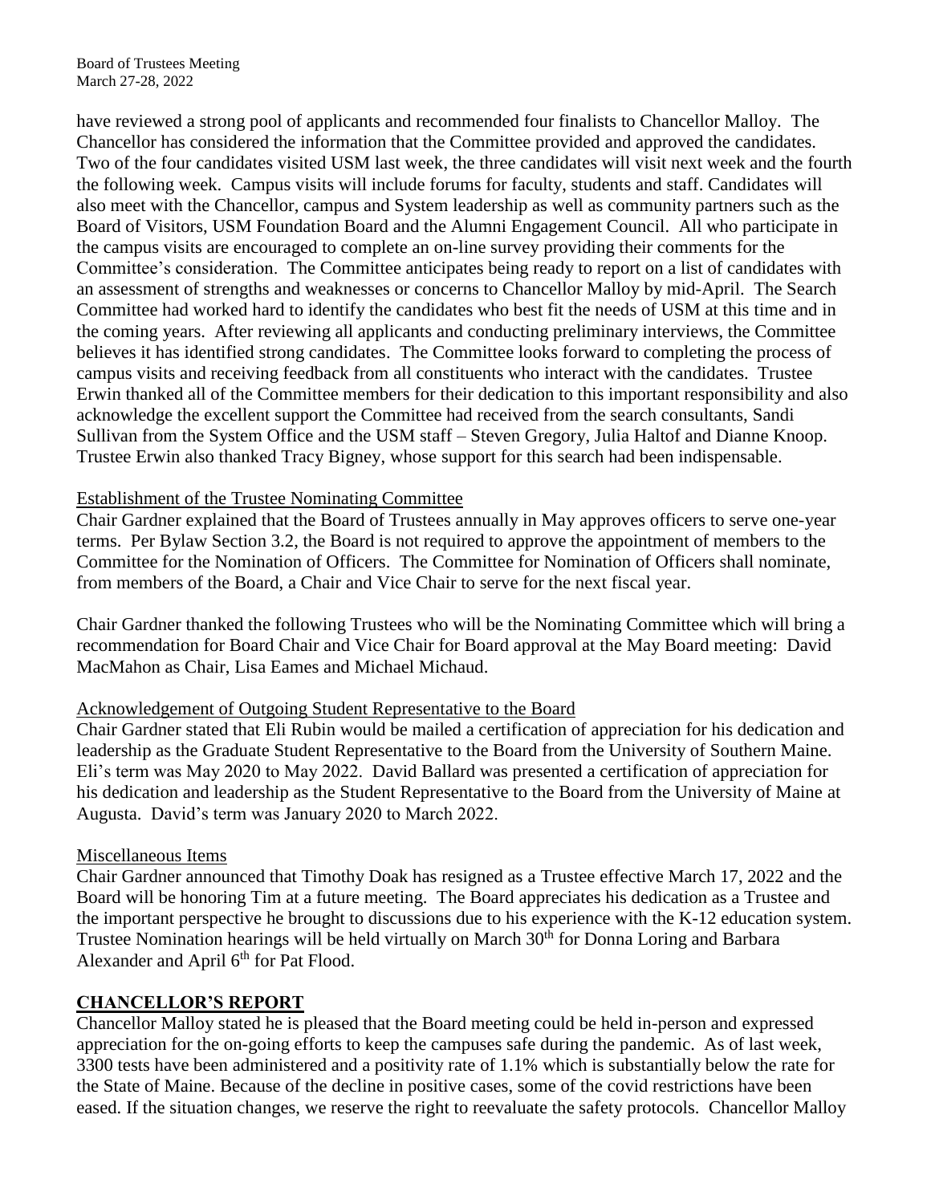have reviewed a strong pool of applicants and recommended four finalists to Chancellor Malloy. The Chancellor has considered the information that the Committee provided and approved the candidates. Two of the four candidates visited USM last week, the three candidates will visit next week and the fourth the following week. Campus visits will include forums for faculty, students and staff. Candidates will also meet with the Chancellor, campus and System leadership as well as community partners such as the Board of Visitors, USM Foundation Board and the Alumni Engagement Council. All who participate in the campus visits are encouraged to complete an on-line survey providing their comments for the Committee's consideration. The Committee anticipates being ready to report on a list of candidates with an assessment of strengths and weaknesses or concerns to Chancellor Malloy by mid-April. The Search Committee had worked hard to identify the candidates who best fit the needs of USM at this time and in the coming years. After reviewing all applicants and conducting preliminary interviews, the Committee believes it has identified strong candidates. The Committee looks forward to completing the process of campus visits and receiving feedback from all constituents who interact with the candidates. Trustee Erwin thanked all of the Committee members for their dedication to this important responsibility and also acknowledge the excellent support the Committee had received from the search consultants, Sandi Sullivan from the System Office and the USM staff – Steven Gregory, Julia Haltof and Dianne Knoop. Trustee Erwin also thanked Tracy Bigney, whose support for this search had been indispensable.

Establishment of the Trustee Nominating Committee

Chair Gardner explained that the Board of Trustees annually in May approves officers to serve one-year terms. Per Bylaw Section 3.2, the Board is not required to approve the appointment of members to the Committee for the Nomination of Officers. The Committee for Nomination of Officers shall nominate, from members of the Board, a Chair and Vice Chair to serve for the next fiscal year.

Chair Gardner thanked the following Trustees who will be the Nominating Committee which will bring a recommendation for Board Chair and Vice Chair for Board approval at the May Board meeting: David MacMahon as Chair, Lisa Eames and Michael Michaud.

Acknowledgement of Outgoing Student Representative to the Board

Chair Gardner stated that Eli Rubin would be mailed a certification of appreciation for his dedication and leadership as the Graduate Student Representative to the Board from the University of Southern Maine. Eli's term was May 2020 to May 2022. David Ballard was presented a certification of appreciation for his dedication and leadership as the Student Representative to the Board from the University of Maine at Augusta. David's term was January 2020 to March 2022.

Miscellaneous Items

Chair Gardner announced that Timothy Doak has resigned as a Trustee effective March 17, 2022 and the Board will be honoring Tim at a future meeting. The Board appreciates his dedication as a Trustee and the important perspective he brought to discussions due to his experience with the K-12 education system. Trustee Nomination hearings will be held virtually on March 30th for Donna Loring and Barbara Alexander and April 6th for Pat Flood.

## CHANCELLOR'S REPORT

Chancellor Malloy stated he is pleased that the Board meeting could be held in-person and expressed appreciation for the on-going efforts to keep the campuses safe during the pandemic. As of last week, 3300 tests have been administered and a positivity rate of 1.1% which is substantially below the rate for the State of Maine. Because of the decline in positive cases, some of the covid restrictions have been eased. If the situation changes, we reserve the right to reevaluate the safety protocols. Chancellor Malloy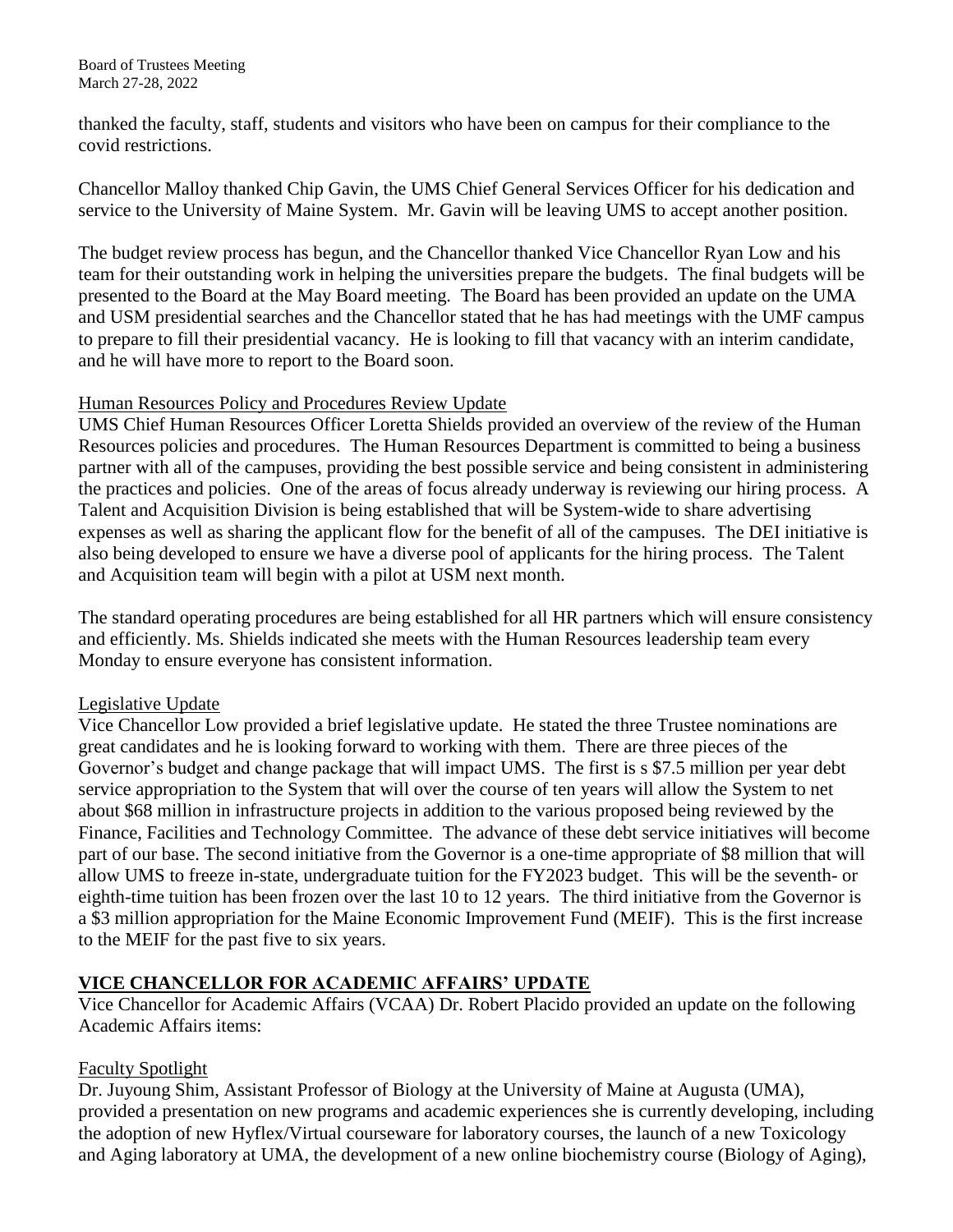thanked the faculty, staff, students and visitors who have been on campus for their compliance to the covid restrictions.

Chancellor Malloy thanked Chip Gavin, the UMS Chief General Services Officer for his dedication and service to the University of Maine System. Mr. Gavin will be leaving UMS to accept another position.

The budget review process has begun, and the Chancellor thanked Vice Chancellor Ryan Low and his team for their outstanding work in helping the universities prepare the budgets. The final budgets will be presented to the Board at the May Board meeting. The Board has been provided an update on the UMA and USM presidential searches and the Chancellor stated that he has had meetings with the UMF campus to prepare to fill their presidential vacancy. He is looking to fill that vacancy with an interim candidate, and he will have more to report to the Board soon.

Human Resources Policy and Procedures Review Update

UMS Chief Human Resources Officer Loretta Shields provided an overview of the review of the Human Resources policies and procedures. The Human Resources Department is committed to being a business partner with all of the campuses, providing the best possible service and being consistent in administering the practices and policies. One of the areas of focus already underway is reviewing our hiring process. A Talent and Acquisition Division is being established that will be System-wide to share advertising expenses as well as sharing the applicant flow for the benefit of all of the campuses. The DEI initiative is also being developed to ensure we have a diverse pool of applicants for the hiring process. The Talent and Acquisition team will begin with a pilot at USM next month.

The standard operating procedures are being established for all HR partners which will ensure consistency and efficiently. Ms. Shields indicated she meets with the Human Resources leadership team every Monday to ensure everyone has consistent information.

Legislative Update

Vice Chancellor Low provided a brief legislative update. He stated the three Trustee nominations are great candidates and he is looking forward to working with them. There are three pieces of the Governor's budget and change package that will impact UMS. The first is s $7.5 million per year debt service appropriation to the System that will over the course of ten years will allow the System to net about $68 million in infrastructure projects in addition to the various proposed being reviewed by the Finance, Facilities and Technology Committee. The advance of these debt service initiatives will become part of our base. The second initiative from the Governor is a one-time appropriate of $8 million that will allow UMS to freeze in-state, undergraduate tuition for the FY2023 budget. This will be the seventh- or eighth-time tuition has been frozen over the last 10 to 12 years. The third initiative from the Governor is a $3 million appropriation for the Maine Economic Improvement Fund (MEIF). This is the first increase to the MEIF for the past five to six years.

## VICE CHANCELLOR FOR ACADEMIC AFFAIRS' UPDATE

Vice Chancellor for Academic Affairs (VCAA) Dr. Robert Placido provided an update on the following Academic Affairs items:

Faculty Spotlight

Dr. Juyoung Shim, Assistant Professor of Biology at the University of Maine at Augusta (UMA), provided a presentation on new programs and academic experiences she is currently developing, including the adoption of new Hyflex/Virtual courseware for laboratory courses, the launch of a new Toxicology and Aging laboratory at UMA, the development of a new online biochemistry course (Biology of Aging),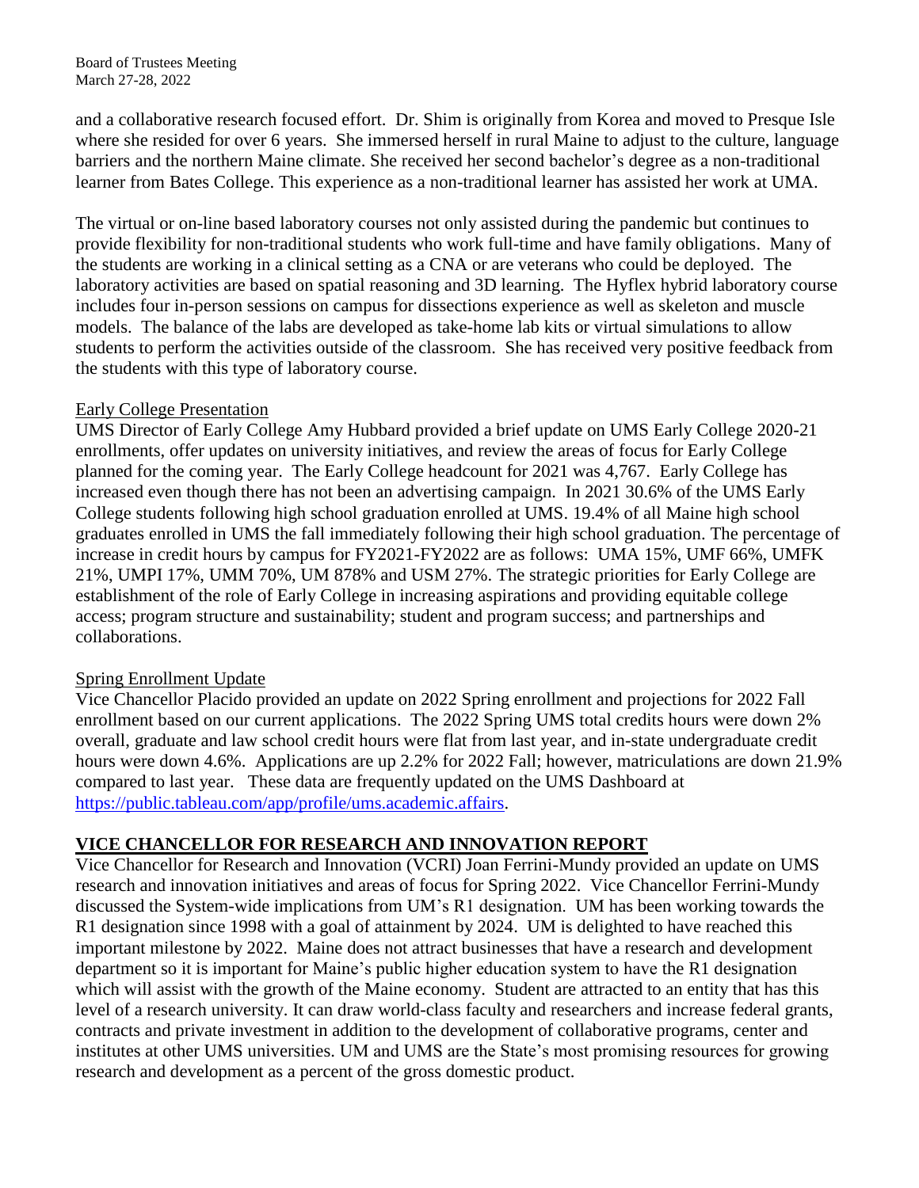and a collaborative research focused effort. Dr. Shim is originally from Korea and moved to Presque Isle where she resided for over 6 years. She immersed herself in rural Maine to adjust to the culture, language barriers and the northern Maine climate. She received her second bachelor's degree as a non-traditional learner from Bates College. This experience as a non-traditional learner has assisted her work at UMA.

The virtual or on-line based laboratory courses not only assisted during the pandemic but continues to provide flexibility for non-traditional students who work full-time and have family obligations. Many of the students are working in a clinical setting as a CNA or are veterans who could be deployed. The laboratory activities are based on spatial reasoning and 3D learning. The Hyflex hybrid laboratory course includes four in-person sessions on campus for dissections experience as well as skeleton and muscle models. The balance of the labs are developed as take-home lab kits or virtual simulations to allow students to perform the activities outside of the classroom. She has received very positive feedback from the students with this type of laboratory course.

Early College Presentation

UMS Director of Early College Amy Hubbard provided a brief update on UMS Early College 2020-21 enrollments, offer updates on university initiatives, and review the areas of focus for Early College planned for the coming year. The Early College headcount for 2021 was 4,767. Early College has increased even though there has not been an advertising campaign. In 2021 30.6% of the UMS Early College students following high school graduation enrolled at UMS. 19.4% of all Maine high school graduates enrolled in UMS the fall immediately following their high school graduation. The percentage of increase in credit hours by campus for FY2021-FY2022 are as follows: UMA 15%, UMF 66%, UMFK 21%, UMPI 17%, UMM 70%, UM 878% and USM 27%. The strategic priorities for Early College are establishment of the role of Early College in increasing aspirations and providing equitable college access; program structure and sustainability; student and program success; and partnerships and collaborations.

Spring Enrollment Update

Vice Chancellor Placido provided an update on 2022 Spring enrollment and projections for 2022 Fall enrollment based on our current applications. The 2022 Spring UMS total credits hours were down 2% overall, graduate and law school credit hours were flat from last year, and in-state undergraduate credit hours were down 4.6%. Applications are up 2.2% for 2022 Fall; however, matriculations are down 21.9% compared to last year. These data are frequently updated on the UMS Dashboard at https://public.tableau.com/app/profile/ums.academic.affairs.

## VICE CHANCELLOR FOR RESEARCH AND INNOVATION REPORT

Vice Chancellor for Research and Innovation (VCRI) Joan Ferrini-Mundy provided an update on UMS research and innovation initiatives and areas of focus for Spring 2022. Vice Chancellor Ferrini-Mundy discussed the System-wide implications from UM's R1 designation. UM has been working towards the R1 designation since 1998 with a goal of attainment by 2024. UM is delighted to have reached this important milestone by 2022. Maine does not attract businesses that have a research and development department so it is important for Maine's public higher education system to have the R1 designation which will assist with the growth of the Maine economy. Student are attracted to an entity that has this level of a research university. It can draw world-class faculty and researchers and increase federal grants, contracts and private investment in addition to the development of collaborative programs, center and institutes at other UMS universities. UM and UMS are the State's most promising resources for growing research and development as a percent of the gross domestic product.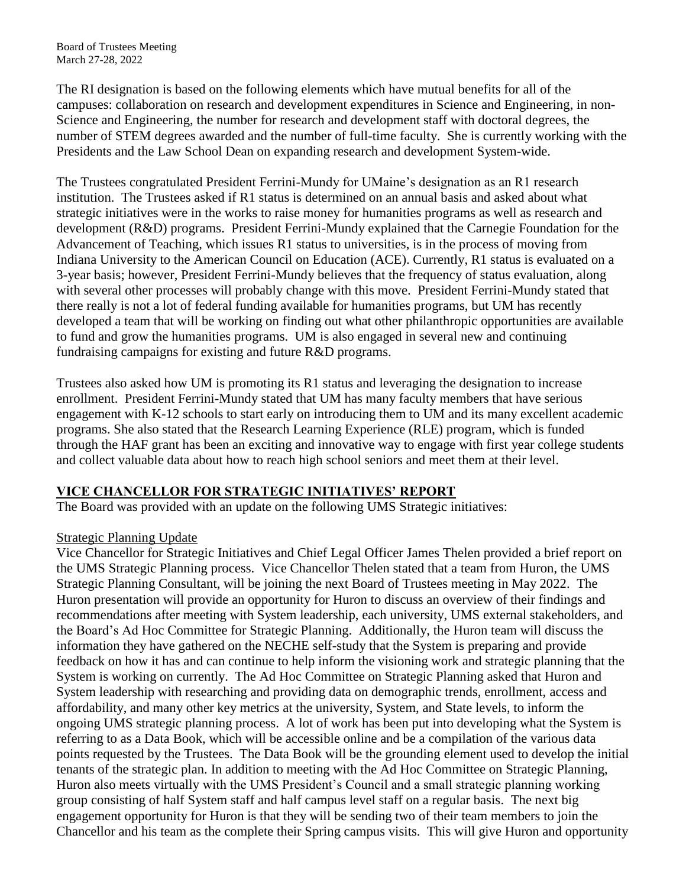The RI designation is based on the following elements which have mutual benefits for all of the campuses: collaboration on research and development expenditures in Science and Engineering, in non-Science and Engineering, the number for research and development staff with doctoral degrees, the number of STEM degrees awarded and the number of full-time faculty. She is currently working with the Presidents and the Law School Dean on expanding research and development System-wide.

The Trustees congratulated President Ferrini-Mundy for UMaine's designation as an R1 research institution. The Trustees asked if R1 status is determined on an annual basis and asked about what strategic initiatives were in the works to raise money for humanities programs as well as research and development (R&D) programs. President Ferrini-Mundy explained that the Carnegie Foundation for the Advancement of Teaching, which issues R1 status to universities, is in the process of moving from Indiana University to the American Council on Education (ACE). Currently, R1 status is evaluated on a 3-year basis; however, President Ferrini-Mundy believes that the frequency of status evaluation, along with several other processes will probably change with this move. President Ferrini-Mundy stated that there really is not a lot of federal funding available for humanities programs, but UM has recently developed a team that will be working on finding out what other philanthropic opportunities are available to fund and grow the humanities programs. UM is also engaged in several new and continuing fundraising campaigns for existing and future R&D programs.

Trustees also asked how UM is promoting its R1 status and leveraging the designation to increase enrollment. President Ferrini-Mundy stated that UM has many faculty members that have serious engagement with K-12 schools to start early on introducing them to UM and its many excellent academic programs. She also stated that the Research Learning Experience (RLE) program, which is funded through the HAF grant has been an exciting and innovative way to engage with first year college students and collect valuable data about how to reach high school seniors and meet them at their level.

## VICE CHANCELLOR FOR STRATEGIC INITIATIVES' REPORT

The Board was provided with an update on the following UMS Strategic initiatives:

### Strategic Planning Update

Vice Chancellor for Strategic Initiatives and Chief Legal Officer James Thelen provided a brief report on the UMS Strategic Planning process. Vice Chancellor Thelen stated that a team from Huron, the UMS Strategic Planning Consultant, will be joining the next Board of Trustees meeting in May 2022. The Huron presentation will provide an opportunity for Huron to discuss an overview of their findings and recommendations after meeting with System leadership, each university, UMS external stakeholders, and the Board's Ad Hoc Committee for Strategic Planning. Additionally, the Huron team will discuss the information they have gathered on the NECHE self-study that the System is preparing and provide feedback on how it has and can continue to help inform the visioning work and strategic planning that the System is working on currently. The Ad Hoc Committee on Strategic Planning asked that Huron and System leadership with researching and providing data on demographic trends, enrollment, access and affordability, and many other key metrics at the university, System, and State levels, to inform the ongoing UMS strategic planning process. A lot of work has been put into developing what the System is referring to as a Data Book, which will be accessible online and be a compilation of the various data points requested by the Trustees. The Data Book will be the grounding element used to develop the initial tenants of the strategic plan. In addition to meeting with the Ad Hoc Committee on Strategic Planning, Huron also meets virtually with the UMS President's Council and a small strategic planning working group consisting of half System staff and half campus level staff on a regular basis. The next big engagement opportunity for Huron is that they will be sending two of their team members to join the Chancellor and his team as the complete their Spring campus visits. This will give Huron and opportunity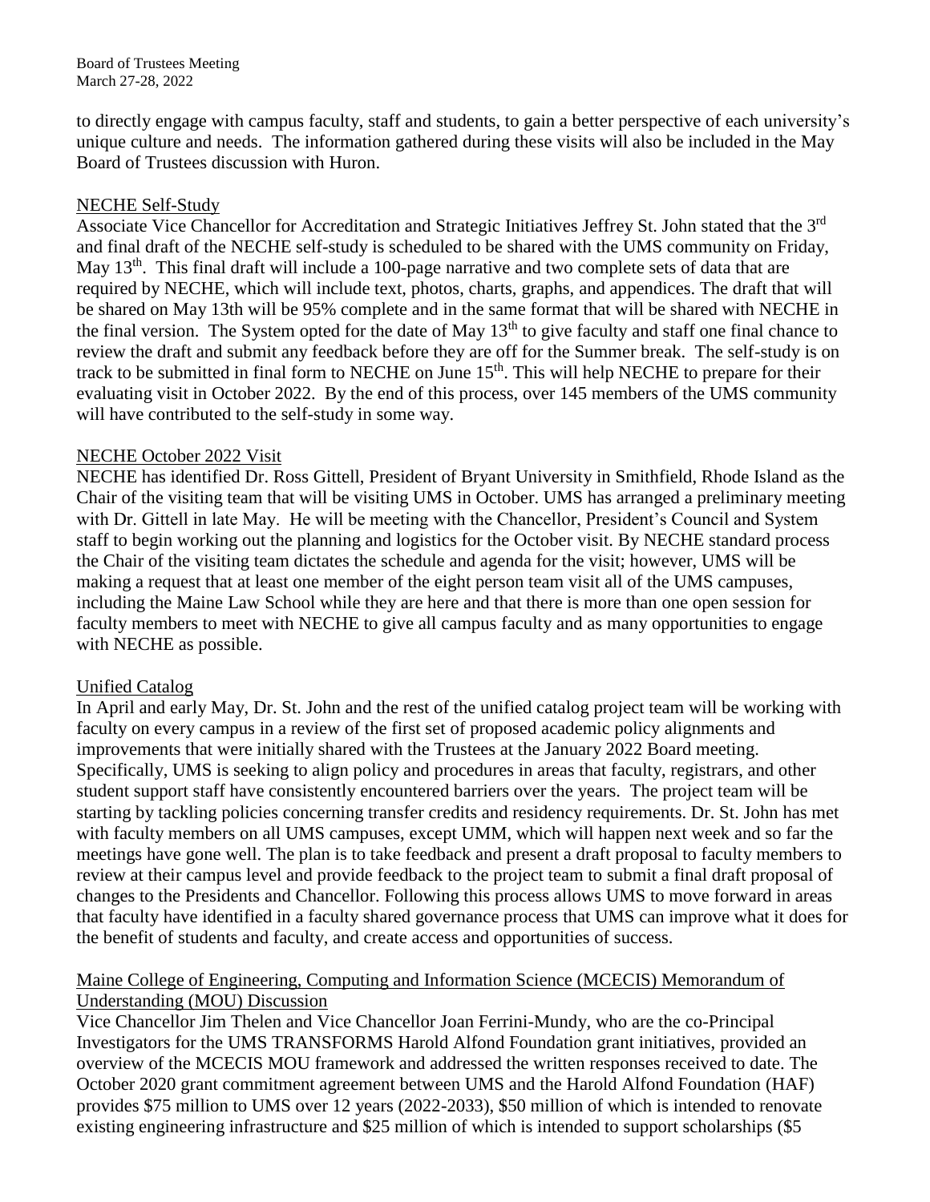to directly engage with campus faculty, staff and students, to gain a better perspective of each university's unique culture and needs. The information gathered during these visits will also be included in the May Board of Trustees discussion with Huron.

<u>NECHE Self-Study</u>

Associate Vice Chancellor for Accreditation and Strategic Initiatives Jeffrey St. John stated that the 3rd and final draft of the NECHE self-study is scheduled to be shared with the UMS community on Friday, May 13th. This final draft will include a 100-page narrative and two complete sets of data that are required by NECHE, which will include text, photos, charts, graphs, and appendices. The draft that will be shared on May 13th will be 95% complete and in the same format that will be shared with NECHE in the final version. The System opted for the date of May 13th to give faculty and staff one final chance to review the draft and submit any feedback before they are off for the Summer break. The self-study is on track to be submitted in final form to NECHE on June 15th. This will help NECHE to prepare for their evaluating visit in October 2022. By the end of this process, over 145 members of the UMS community will have contributed to the self-study in some way.

<u>NECHE October 2022 Visit</u>

NECHE has identified Dr. Ross Gittell, President of Bryant University in Smithfield, Rhode Island as the Chair of the visiting team that will be visiting UMS in October. UMS has arranged a preliminary meeting with Dr. Gittell in late May. He will be meeting with the Chancellor, President's Council and System staff to begin working out the planning and logistics for the October visit. By NECHE standard process the Chair of the visiting team dictates the schedule and agenda for the visit; however, UMS will be making a request that at least one member of the eight person team visit all of the UMS campuses, including the Maine Law School while they are here and that there is more than one open session for faculty members to meet with NECHE to give all campus faculty and as many opportunities to engage with NECHE as possible.

<u>Unified Catalog</u>

In April and early May, Dr. St. John and the rest of the unified catalog project team will be working with faculty on every campus in a review of the first set of proposed academic policy alignments and improvements that were initially shared with the Trustees at the January 2022 Board meeting. Specifically, UMS is seeking to align policy and procedures in areas that faculty, registrars, and other student support staff have consistently encountered barriers over the years. The project team will be starting by tackling policies concerning transfer credits and residency requirements. Dr. St. John has met with faculty members on all UMS campuses, except UMM, which will happen next week and so far the meetings have gone well. The plan is to take feedback and present a draft proposal to faculty members to review at their campus level and provide feedback to the project team to submit a final draft proposal of changes to the Presidents and Chancellor. Following this process allows UMS to move forward in areas that faculty have identified in a faculty shared governance process that UMS can improve what it does for the benefit of students and faculty, and create access and opportunities of success.

<u>Maine College of Engineering, Computing and Information Science (MCECIS) Memorandum of Understanding (MOU) Discussion</u>

Vice Chancellor Jim Thelen and Vice Chancellor Joan Ferrini-Mundy, who are the co-Principal Investigators for the UMS TRANSFORMS Harold Alfond Foundation grant initiatives, provided an overview of the MCECIS MOU framework and addressed the written responses received to date. The October 2020 grant commitment agreement between UMS and the Harold Alfond Foundation (HAF) provides $75 million to UMS over 12 years (2022-2033), $50 million of which is intended to renovate existing engineering infrastructure and $25 million of which is intended to support scholarships ($5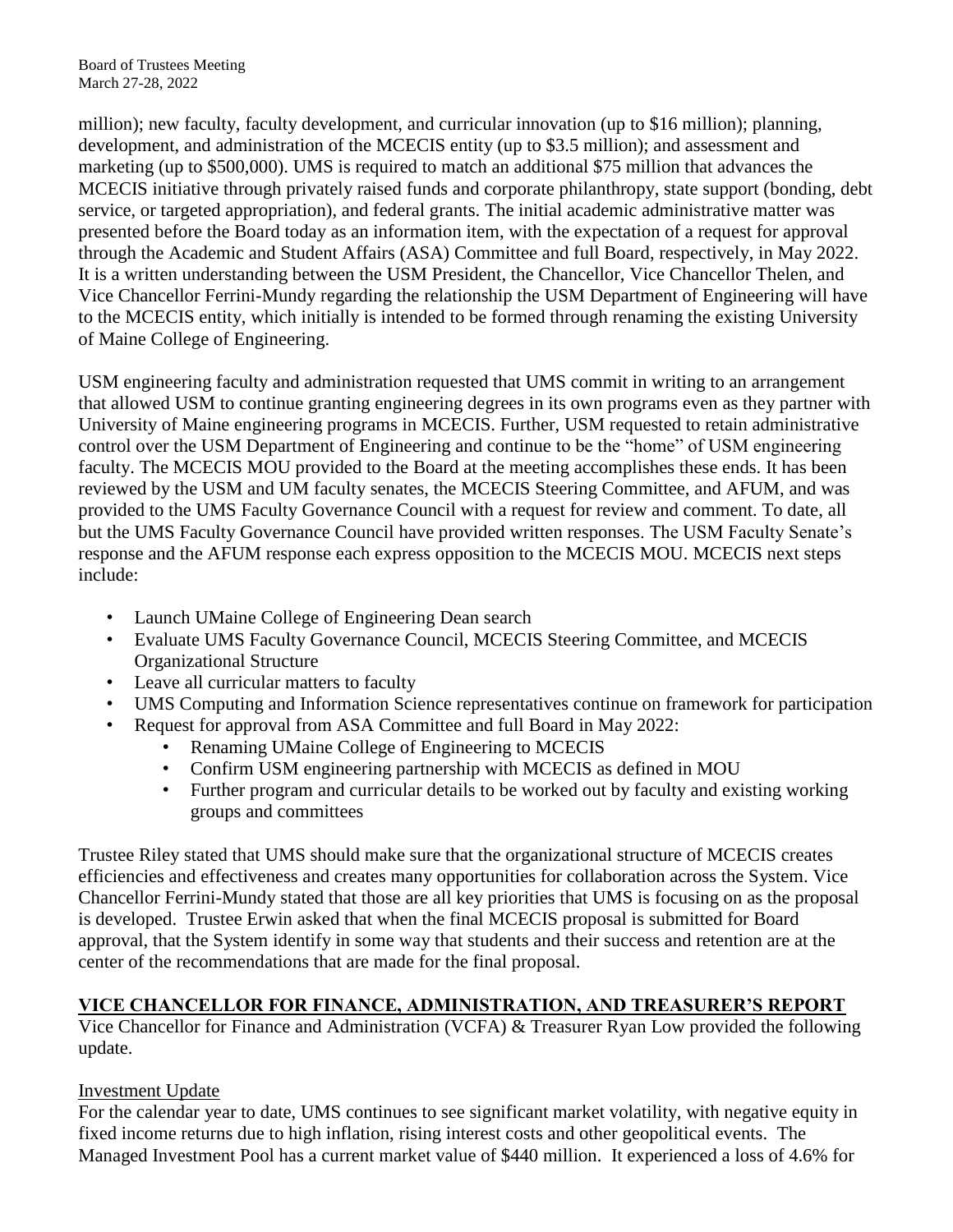million); new faculty, faculty development, and curricular innovation (up to $16 million); planning, development, and administration of the MCECIS entity (up to $3.5 million); and assessment and marketing (up to $500,000). UMS is required to match an additional $75 million that advances the MCECIS initiative through privately raised funds and corporate philanthropy, state support (bonding, debt service, or targeted appropriation), and federal grants. The initial academic administrative matter was presented before the Board today as an information item, with the expectation of a request for approval through the Academic and Student Affairs (ASA) Committee and full Board, respectively, in May 2022. It is a written understanding between the USM President, the Chancellor, Vice Chancellor Thelen, and Vice Chancellor Ferrini-Mundy regarding the relationship the USM Department of Engineering will have to the MCECIS entity, which initially is intended to be formed through renaming the existing University of Maine College of Engineering.

USM engineering faculty and administration requested that UMS commit in writing to an arrangement that allowed USM to continue granting engineering degrees in its own programs even as they partner with University of Maine engineering programs in MCECIS. Further, USM requested to retain administrative control over the USM Department of Engineering and continue to be the "home" of USM engineering faculty. The MCECIS MOU provided to the Board at the meeting accomplishes these ends. It has been reviewed by the USM and UM faculty senates, the MCECIS Steering Committee, and AFUM, and was provided to the UMS Faculty Governance Council with a request for review and comment. To date, all but the UMS Faculty Governance Council have provided written responses. The USM Faculty Senate's response and the AFUM response each express opposition to the MCECIS MOU. MCECIS next steps include:

- Launch UMaine College of Engineering Dean search
- Evaluate UMS Faculty Governance Council, MCECIS Steering Committee, and MCECIS Organizational Structure
- Leave all curricular matters to faculty
- UMS Computing and Information Science representatives continue on framework for participation
- Request for approval from ASA Committee and full Board in May 2022:
  - Renaming UMaine College of Engineering to MCECIS
  - Confirm USM engineering partnership with MCECIS as defined in MOU
  - Further program and curricular details to be worked out by faculty and existing working groups and committees

Trustee Riley stated that UMS should make sure that the organizational structure of MCECIS creates efficiencies and effectiveness and creates many opportunities for collaboration across the System. Vice Chancellor Ferrini-Mundy stated that those are all key priorities that UMS is focusing on as the proposal is developed. Trustee Erwin asked that when the final MCECIS proposal is submitted for Board approval, that the System identify in some way that students and their success and retention are at the center of the recommendations that are made for the final proposal.

## VICE CHANCELLOR FOR FINANCE, ADMINISTRATION, AND TREASURER'S REPORT

Vice Chancellor for Finance and Administration (VCFA) & Treasurer Ryan Low provided the following update.

### Investment Update

For the calendar year to date, UMS continues to see significant market volatility, with negative equity in fixed income returns due to high inflation, rising interest costs and other geopolitical events. The Managed Investment Pool has a current market value of $440 million. It experienced a loss of 4.6% for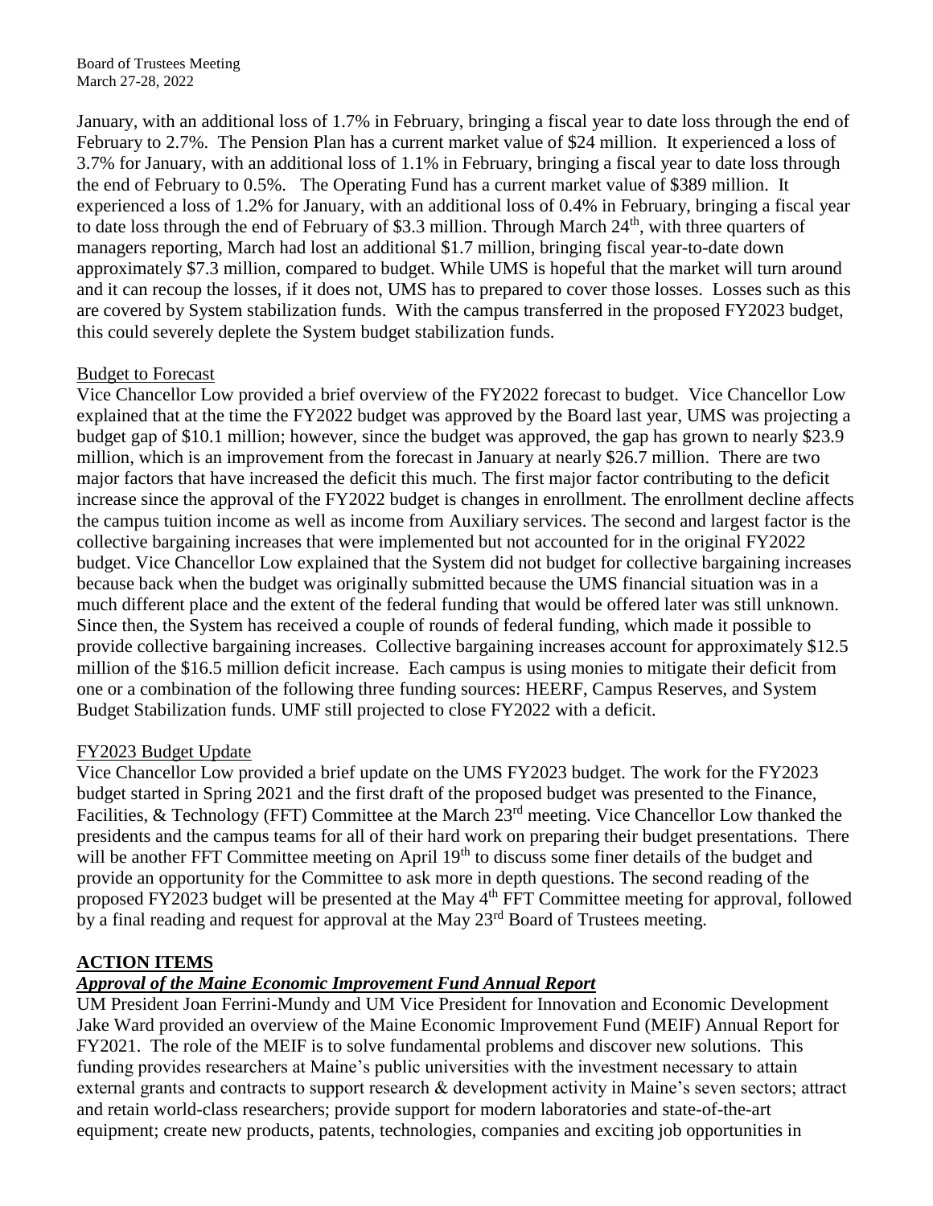January, with an additional loss of 1.7% in February, bringing a fiscal year to date loss through the end of February to 2.7%. The Pension Plan has a current market value of $24 million. It experienced a loss of 3.7% for January, with an additional loss of 1.1% in February, bringing a fiscal year to date loss through the end of February to 0.5%. The Operating Fund has a current market value of $389 million. It experienced a loss of 1.2% for January, with an additional loss of 0.4% in February, bringing a fiscal year to date loss through the end of February of $3.3 million. Through March 24th, with three quarters of managers reporting, March had lost an additional $1.7 million, bringing fiscal year-to-date down approximately $7.3 million, compared to budget. While UMS is hopeful that the market will turn around and it can recoup the losses, if it does not, UMS has to prepared to cover those losses. Losses such as this are covered by System stabilization funds. With the campus transferred in the proposed FY2023 budget, this could severely deplete the System budget stabilization funds.

Budget to Forecast

Vice Chancellor Low provided a brief overview of the FY2022 forecast to budget. Vice Chancellor Low explained that at the time the FY2022 budget was approved by the Board last year, UMS was projecting a budget gap of $10.1 million; however, since the budget was approved, the gap has grown to nearly $23.9 million, which is an improvement from the forecast in January at nearly $26.7 million. There are two major factors that have increased the deficit this much. The first major factor contributing to the deficit increase since the approval of the FY2022 budget is changes in enrollment. The enrollment decline affects the campus tuition income as well as income from Auxiliary services. The second and largest factor is the collective bargaining increases that were implemented but not accounted for in the original FY2022 budget. Vice Chancellor Low explained that the System did not budget for collective bargaining increases because back when the budget was originally submitted because the UMS financial situation was in a much different place and the extent of the federal funding that would be offered later was still unknown. Since then, the System has received a couple of rounds of federal funding, which made it possible to provide collective bargaining increases. Collective bargaining increases account for approximately $12.5 million of the $16.5 million deficit increase. Each campus is using monies to mitigate their deficit from one or a combination of the following three funding sources: HEERF, Campus Reserves, and System Budget Stabilization funds. UMF still projected to close FY2022 with a deficit.

FY2023 Budget Update

Vice Chancellor Low provided a brief update on the UMS FY2023 budget. The work for the FY2023 budget started in Spring 2021 and the first draft of the proposed budget was presented to the Finance, Facilities, & Technology (FFT) Committee at the March 23rd meeting. Vice Chancellor Low thanked the presidents and the campus teams for all of their hard work on preparing their budget presentations. There will be another FFT Committee meeting on April 19th to discuss some finer details of the budget and provide an opportunity for the Committee to ask more in depth questions. The second reading of the proposed FY2023 budget will be presented at the May 4th FFT Committee meeting for approval, followed by a final reading and request for approval at the May 23rd Board of Trustees meeting.

**ACTION ITEMS**

***Approval of the Maine Economic Improvement Fund Annual Report***

UM President Joan Ferrini-Mundy and UM Vice President for Innovation and Economic Development Jake Ward provided an overview of the Maine Economic Improvement Fund (MEIF) Annual Report for FY2021. The role of the MEIF is to solve fundamental problems and discover new solutions. This funding provides researchers at Maine's public universities with the investment necessary to attain external grants and contracts to support research & development activity in Maine's seven sectors; attract and retain world-class researchers; provide support for modern laboratories and state-of-the-art equipment; create new products, patents, technologies, companies and exciting job opportunities in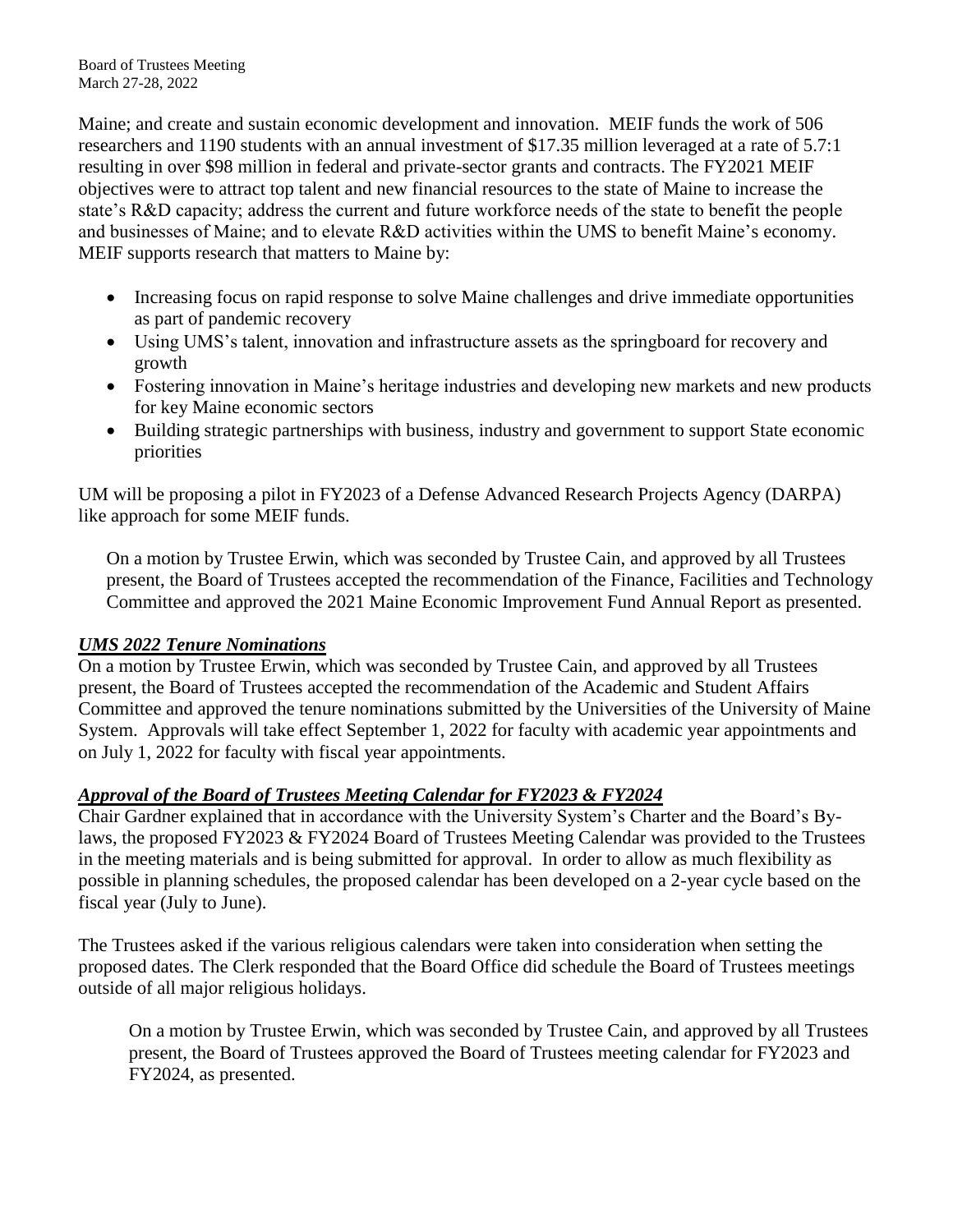Maine; and create and sustain economic development and innovation. MEIF funds the work of 506 researchers and 1190 students with an annual investment of $17.35 million leveraged at a rate of 5.7:1 resulting in over $98 million in federal and private-sector grants and contracts. The FY2021 MEIF objectives were to attract top talent and new financial resources to the state of Maine to increase the state's R&D capacity; address the current and future workforce needs of the state to benefit the people and businesses of Maine; and to elevate R&D activities within the UMS to benefit Maine's economy. MEIF supports research that matters to Maine by:

- Increasing focus on rapid response to solve Maine challenges and drive immediate opportunities as part of pandemic recovery
- Using UMS's talent, innovation and infrastructure assets as the springboard for recovery and growth
- Fostering innovation in Maine's heritage industries and developing new markets and new products for key Maine economic sectors
- Building strategic partnerships with business, industry and government to support State economic priorities

UM will be proposing a pilot in FY2023 of a Defense Advanced Research Projects Agency (DARPA) like approach for some MEIF funds.

> On a motion by Trustee Erwin, which was seconded by Trustee Cain, and approved by all Trustees present, the Board of Trustees accepted the recommendation of the Finance, Facilities and Technology Committee and approved the 2021 Maine Economic Improvement Fund Annual Report as presented.

### ***UMS 2022 Tenure Nominations***

On a motion by Trustee Erwin, which was seconded by Trustee Cain, and approved by all Trustees present, the Board of Trustees accepted the recommendation of the Academic and Student Affairs Committee and approved the tenure nominations submitted by the Universities of the University of Maine System. Approvals will take effect September 1, 2022 for faculty with academic year appointments and on July 1, 2022 for faculty with fiscal year appointments.

### ***Approval of the Board of Trustees Meeting Calendar for FY2023 & FY2024***

Chair Gardner explained that in accordance with the University System's Charter and the Board's By-laws, the proposed FY2023 & FY2024 Board of Trustees Meeting Calendar was provided to the Trustees in the meeting materials and is being submitted for approval. In order to allow as much flexibility as possible in planning schedules, the proposed calendar has been developed on a 2-year cycle based on the fiscal year (July to June).

The Trustees asked if the various religious calendars were taken into consideration when setting the proposed dates. The Clerk responded that the Board Office did schedule the Board of Trustees meetings outside of all major religious holidays.

> On a motion by Trustee Erwin, which was seconded by Trustee Cain, and approved by all Trustees present, the Board of Trustees approved the Board of Trustees meeting calendar for FY2023 and FY2024, as presented.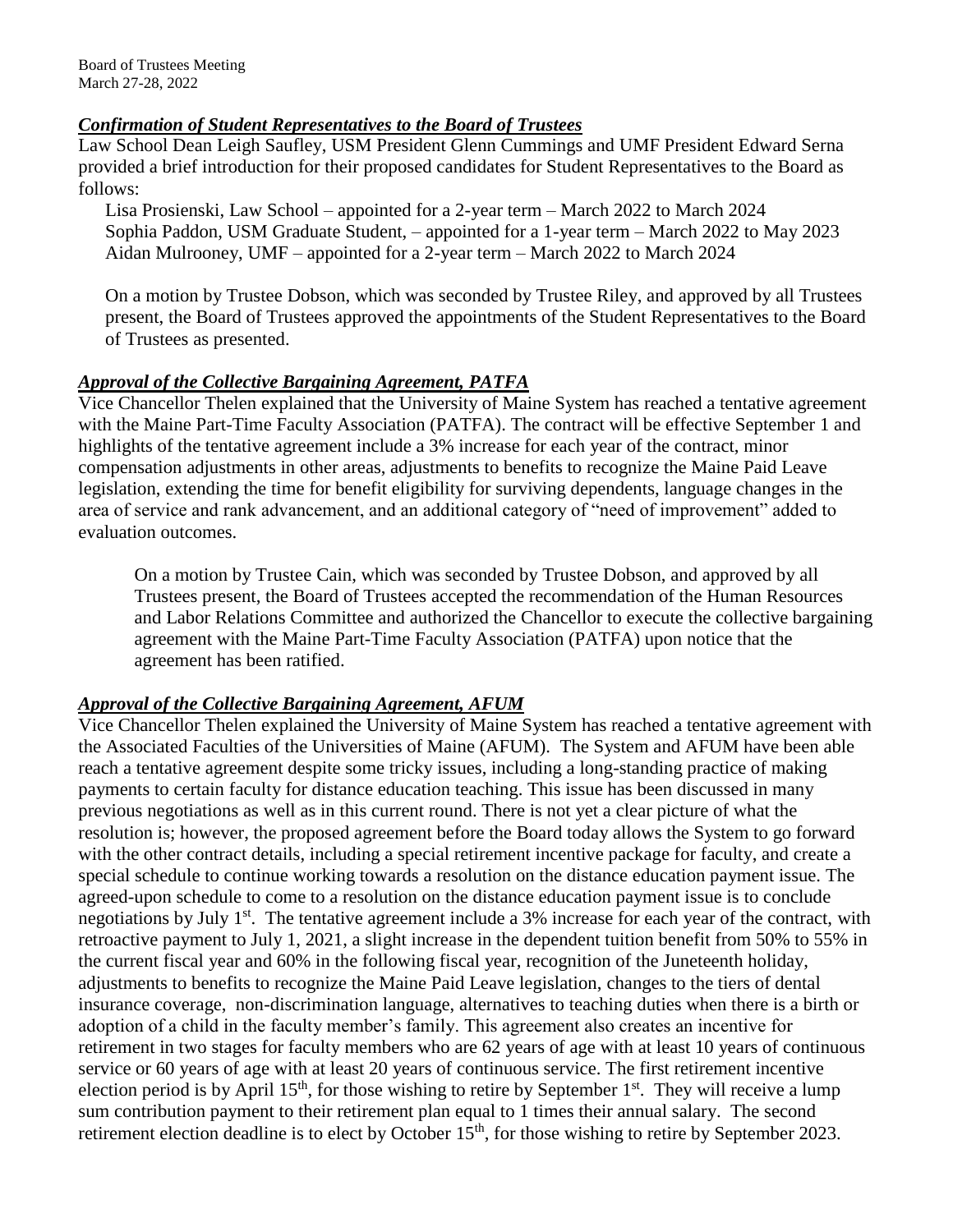### *Confirmation of Student Representatives to the Board of Trustees*

Law School Dean Leigh Saufley, USM President Glenn Cummings and UMF President Edward Serna provided a brief introduction for their proposed candidates for Student Representatives to the Board as follows:

Lisa Prosienski, Law School – appointed for a 2-year term – March 2022 to March 2024
Sophia Paddon, USM Graduate Student, – appointed for a 1-year term – March 2022 to May 2023
Aidan Mulrooney, UMF – appointed for a 2-year term – March 2022 to March 2024

On a motion by Trustee Dobson, which was seconded by Trustee Riley, and approved by all Trustees present, the Board of Trustees approved the appointments of the Student Representatives to the Board of Trustees as presented.

### *Approval of the Collective Bargaining Agreement, PATFA*

Vice Chancellor Thelen explained that the University of Maine System has reached a tentative agreement with the Maine Part-Time Faculty Association (PATFA). The contract will be effective September 1 and highlights of the tentative agreement include a 3% increase for each year of the contract, minor compensation adjustments in other areas, adjustments to benefits to recognize the Maine Paid Leave legislation, extending the time for benefit eligibility for surviving dependents, language changes in the area of service and rank advancement, and an additional category of "need of improvement" added to evaluation outcomes.

On a motion by Trustee Cain, which was seconded by Trustee Dobson, and approved by all Trustees present, the Board of Trustees accepted the recommendation of the Human Resources and Labor Relations Committee and authorized the Chancellor to execute the collective bargaining agreement with the Maine Part-Time Faculty Association (PATFA) upon notice that the agreement has been ratified.

### *Approval of the Collective Bargaining Agreement, AFUM*

Vice Chancellor Thelen explained the University of Maine System has reached a tentative agreement with the Associated Faculties of the Universities of Maine (AFUM). The System and AFUM have been able reach a tentative agreement despite some tricky issues, including a long-standing practice of making payments to certain faculty for distance education teaching. This issue has been discussed in many previous negotiations as well as in this current round. There is not yet a clear picture of what the resolution is; however, the proposed agreement before the Board today allows the System to go forward with the other contract details, including a special retirement incentive package for faculty, and create a special schedule to continue working towards a resolution on the distance education payment issue. The agreed-upon schedule to come to a resolution on the distance education payment issue is to conclude negotiations by July 1st. The tentative agreement include a 3% increase for each year of the contract, with retroactive payment to July 1, 2021, a slight increase in the dependent tuition benefit from 50% to 55% in the current fiscal year and 60% in the following fiscal year, recognition of the Juneteenth holiday, adjustments to benefits to recognize the Maine Paid Leave legislation, changes to the tiers of dental insurance coverage, non-discrimination language, alternatives to teaching duties when there is a birth or adoption of a child in the faculty member's family. This agreement also creates an incentive for retirement in two stages for faculty members who are 62 years of age with at least 10 years of continuous service or 60 years of age with at least 20 years of continuous service. The first retirement incentive election period is by April 15th, for those wishing to retire by September 1st. They will receive a lump sum contribution payment to their retirement plan equal to 1 times their annual salary. The second retirement election deadline is to elect by October 15th, for those wishing to retire by September 2023.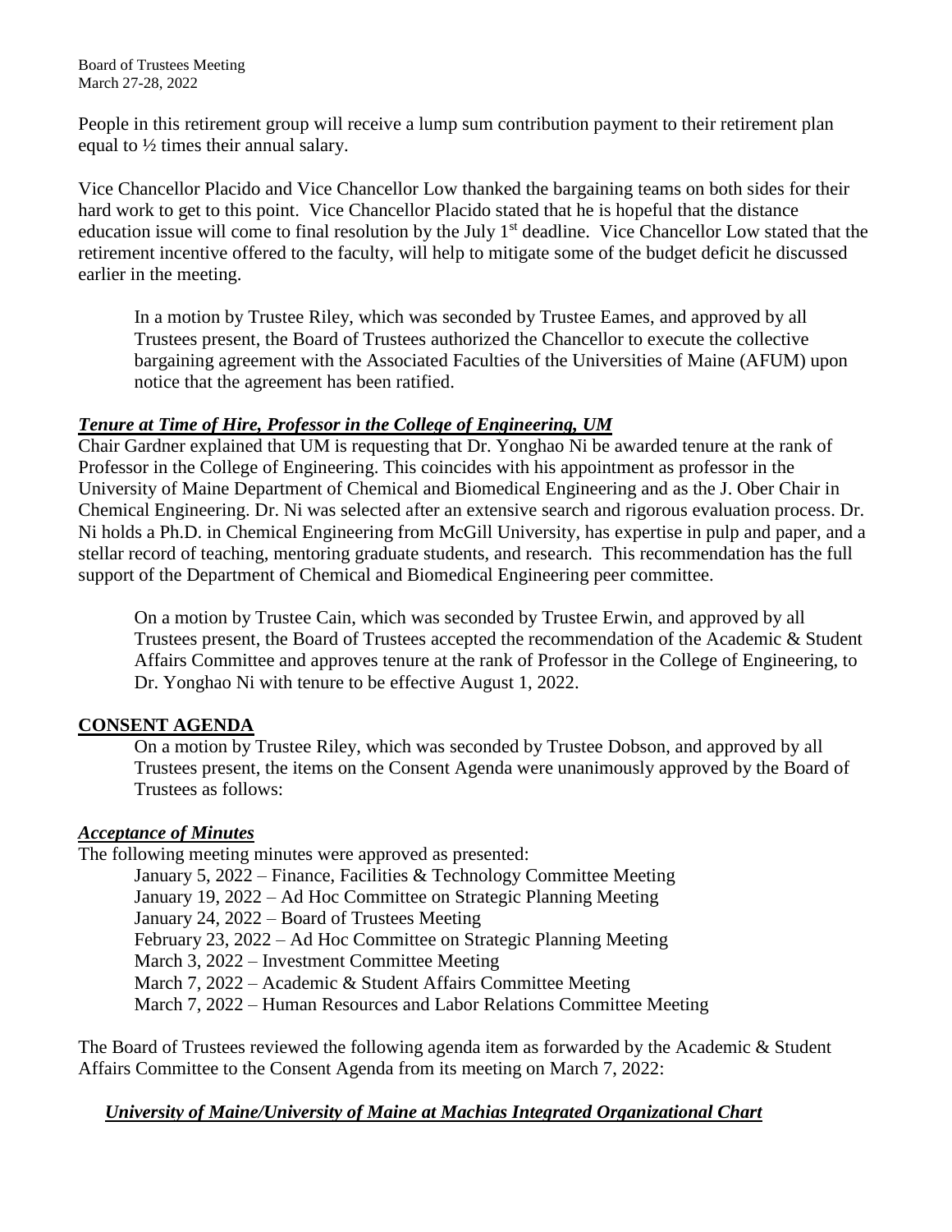People in this retirement group will receive a lump sum contribution payment to their retirement plan equal to ½ times their annual salary.

Vice Chancellor Placido and Vice Chancellor Low thanked the bargaining teams on both sides for their hard work to get to this point. Vice Chancellor Placido stated that he is hopeful that the distance education issue will come to final resolution by the July 1st deadline. Vice Chancellor Low stated that the retirement incentive offered to the faculty, will help to mitigate some of the budget deficit he discussed earlier in the meeting.

> In a motion by Trustee Riley, which was seconded by Trustee Eames, and approved by all Trustees present, the Board of Trustees authorized the Chancellor to execute the collective bargaining agreement with the Associated Faculties of the Universities of Maine (AFUM) upon notice that the agreement has been ratified.

***Tenure at Time of Hire, Professor in the College of Engineering, UM***

Chair Gardner explained that UM is requesting that Dr. Yonghao Ni be awarded tenure at the rank of Professor in the College of Engineering. This coincides with his appointment as professor in the University of Maine Department of Chemical and Biomedical Engineering and as the J. Ober Chair in Chemical Engineering. Dr. Ni was selected after an extensive search and rigorous evaluation process. Dr. Ni holds a Ph.D. in Chemical Engineering from McGill University, has expertise in pulp and paper, and a stellar record of teaching, mentoring graduate students, and research. This recommendation has the full support of the Department of Chemical and Biomedical Engineering peer committee.

> On a motion by Trustee Cain, which was seconded by Trustee Erwin, and approved by all Trustees present, the Board of Trustees accepted the recommendation of the Academic & Student Affairs Committee and approves tenure at the rank of Professor in the College of Engineering, to Dr. Yonghao Ni with tenure to be effective August 1, 2022.

**CONSENT AGENDA**

> On a motion by Trustee Riley, which was seconded by Trustee Dobson, and approved by all Trustees present, the items on the Consent Agenda were unanimously approved by the Board of Trustees as follows:

***Acceptance of Minutes***

The following meeting minutes were approved as presented:

- January 5, 2022 – Finance, Facilities & Technology Committee Meeting
- January 19, 2022 – Ad Hoc Committee on Strategic Planning Meeting
- January 24, 2022 – Board of Trustees Meeting
- February 23, 2022 – Ad Hoc Committee on Strategic Planning Meeting
- March 3, 2022 – Investment Committee Meeting
- March 7, 2022 – Academic & Student Affairs Committee Meeting
- March 7, 2022 – Human Resources and Labor Relations Committee Meeting

The Board of Trustees reviewed the following agenda item as forwarded by the Academic & Student Affairs Committee to the Consent Agenda from its meeting on March 7, 2022:

***University of Maine/University of Maine at Machias Integrated Organizational Chart***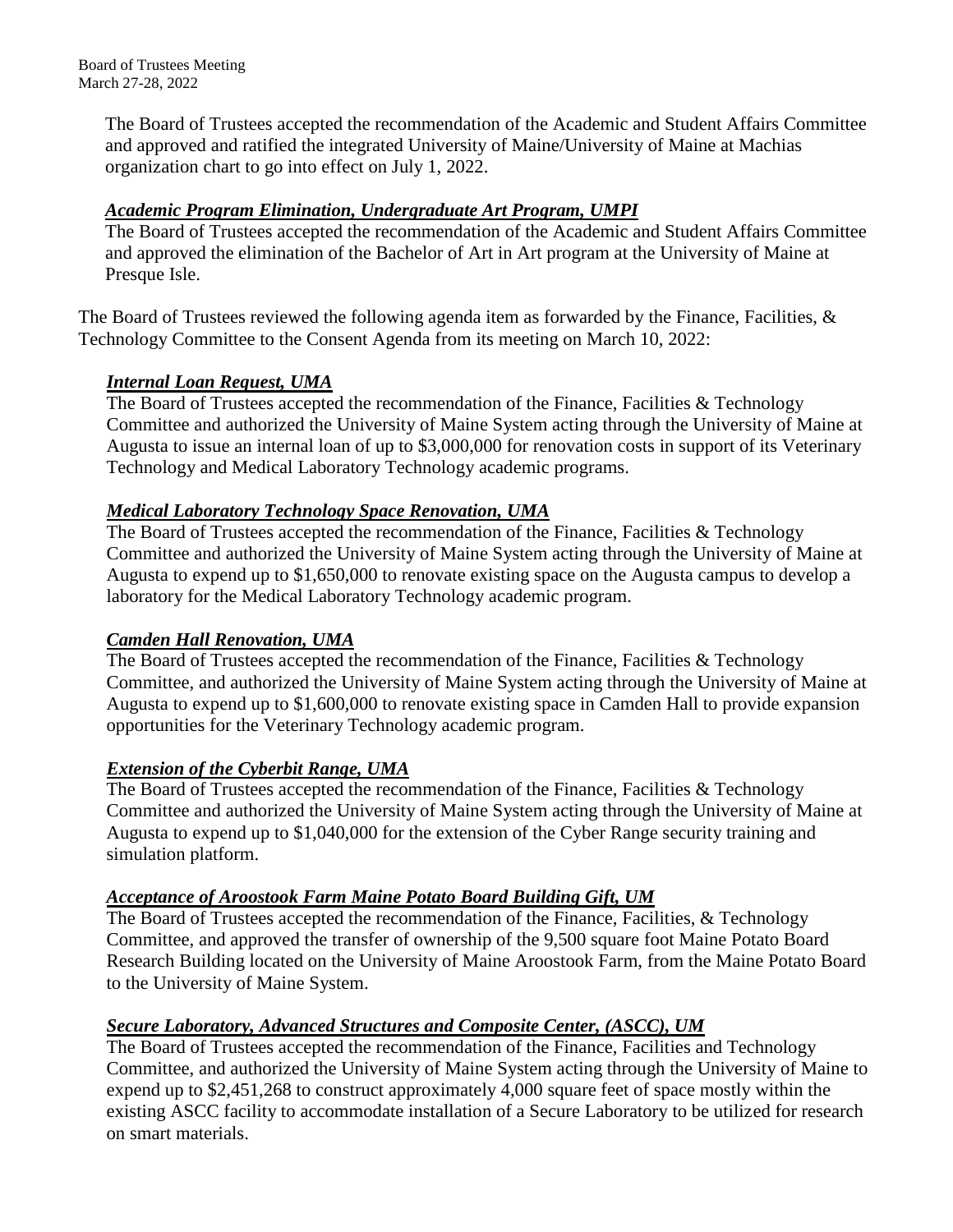The Board of Trustees accepted the recommendation of the Academic and Student Affairs Committee and approved and ratified the integrated University of Maine/University of Maine at Machias organization chart to go into effect on July 1, 2022.

***Academic Program Elimination, Undergraduate Art Program, UMPI***

The Board of Trustees accepted the recommendation of the Academic and Student Affairs Committee and approved the elimination of the Bachelor of Art in Art program at the University of Maine at Presque Isle.

The Board of Trustees reviewed the following agenda item as forwarded by the Finance, Facilities, & Technology Committee to the Consent Agenda from its meeting on March 10, 2022:

***Internal Loan Request, UMA***

The Board of Trustees accepted the recommendation of the Finance, Facilities & Technology Committee and authorized the University of Maine System acting through the University of Maine at Augusta to issue an internal loan of up to $3,000,000 for renovation costs in support of its Veterinary Technology and Medical Laboratory Technology academic programs.

***Medical Laboratory Technology Space Renovation, UMA***

The Board of Trustees accepted the recommendation of the Finance, Facilities & Technology Committee and authorized the University of Maine System acting through the University of Maine at Augusta to expend up to $1,650,000 to renovate existing space on the Augusta campus to develop a laboratory for the Medical Laboratory Technology academic program.

***Camden Hall Renovation, UMA***

The Board of Trustees accepted the recommendation of the Finance, Facilities & Technology Committee, and authorized the University of Maine System acting through the University of Maine at Augusta to expend up to $1,600,000 to renovate existing space in Camden Hall to provide expansion opportunities for the Veterinary Technology academic program.

***Extension of the Cyberbit Range, UMA***

The Board of Trustees accepted the recommendation of the Finance, Facilities & Technology Committee and authorized the University of Maine System acting through the University of Maine at Augusta to expend up to $1,040,000 for the extension of the Cyber Range security training and simulation platform.

***Acceptance of Aroostook Farm Maine Potato Board Building Gift, UM***

The Board of Trustees accepted the recommendation of the Finance, Facilities, & Technology Committee, and approved the transfer of ownership of the 9,500 square foot Maine Potato Board Research Building located on the University of Maine Aroostook Farm, from the Maine Potato Board to the University of Maine System.

***Secure Laboratory, Advanced Structures and Composite Center, (ASCC), UM***

The Board of Trustees accepted the recommendation of the Finance, Facilities and Technology Committee, and authorized the University of Maine System acting through the University of Maine to expend up to $2,451,268 to construct approximately 4,000 square feet of space mostly within the existing ASCC facility to accommodate installation of a Secure Laboratory to be utilized for research on smart materials.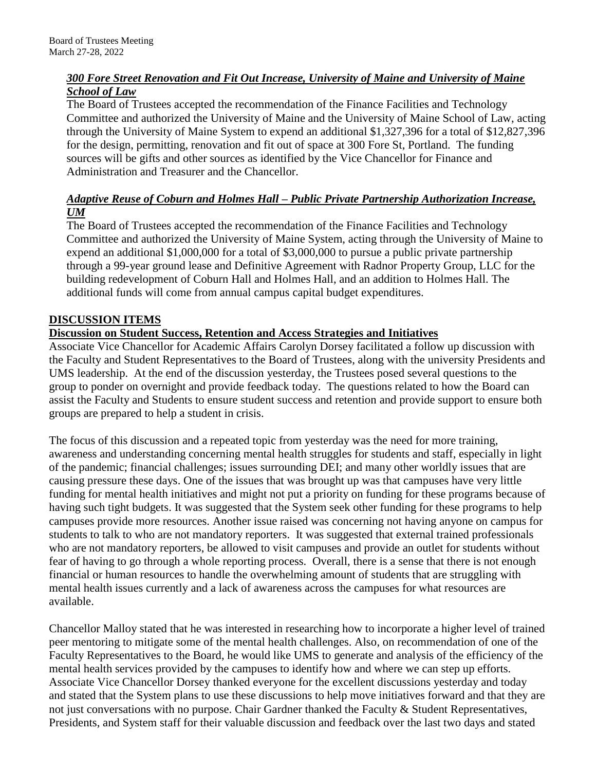### ***300 Fore Street Renovation and Fit Out Increase, University of Maine and University of Maine School of Law***

The Board of Trustees accepted the recommendation of the Finance Facilities and Technology Committee and authorized the University of Maine and the University of Maine School of Law, acting through the University of Maine System to expend an additional $1,327,396 for a total of $12,827,396 for the design, permitting, renovation and fit out of space at 300 Fore St, Portland. The funding sources will be gifts and other sources as identified by the Vice Chancellor for Finance and Administration and Treasurer and the Chancellor.

### ***Adaptive Reuse of Coburn and Holmes Hall – Public Private Partnership Authorization Increase, UM***

The Board of Trustees accepted the recommendation of the Finance Facilities and Technology Committee and authorized the University of Maine System, acting through the University of Maine to expend an additional $1,000,000 for a total of $3,000,000 to pursue a public private partnership through a 99-year ground lease and Definitive Agreement with Radnor Property Group, LLC for the building redevelopment of Coburn Hall and Holmes Hall, and an addition to Holmes Hall. The additional funds will come from annual campus capital budget expenditures.

## **DISCUSSION ITEMS**

### **Discussion on Student Success, Retention and Access Strategies and Initiatives**

Associate Vice Chancellor for Academic Affairs Carolyn Dorsey facilitated a follow up discussion with the Faculty and Student Representatives to the Board of Trustees, along with the university Presidents and UMS leadership. At the end of the discussion yesterday, the Trustees posed several questions to the group to ponder on overnight and provide feedback today. The questions related to how the Board can assist the Faculty and Students to ensure student success and retention and provide support to ensure both groups are prepared to help a student in crisis.

The focus of this discussion and a repeated topic from yesterday was the need for more training, awareness and understanding concerning mental health struggles for students and staff, especially in light of the pandemic; financial challenges; issues surrounding DEI; and many other worldly issues that are causing pressure these days. One of the issues that was brought up was that campuses have very little funding for mental health initiatives and might not put a priority on funding for these programs because of having such tight budgets. It was suggested that the System seek other funding for these programs to help campuses provide more resources. Another issue raised was concerning not having anyone on campus for students to talk to who are not mandatory reporters. It was suggested that external trained professionals who are not mandatory reporters, be allowed to visit campuses and provide an outlet for students without fear of having to go through a whole reporting process. Overall, there is a sense that there is not enough financial or human resources to handle the overwhelming amount of students that are struggling with mental health issues currently and a lack of awareness across the campuses for what resources are available.

Chancellor Malloy stated that he was interested in researching how to incorporate a higher level of trained peer mentoring to mitigate some of the mental health challenges. Also, on recommendation of one of the Faculty Representatives to the Board, he would like UMS to generate and analysis of the efficiency of the mental health services provided by the campuses to identify how and where we can step up efforts. Associate Vice Chancellor Dorsey thanked everyone for the excellent discussions yesterday and today and stated that the System plans to use these discussions to help move initiatives forward and that they are not just conversations with no purpose. Chair Gardner thanked the Faculty & Student Representatives, Presidents, and System staff for their valuable discussion and feedback over the last two days and stated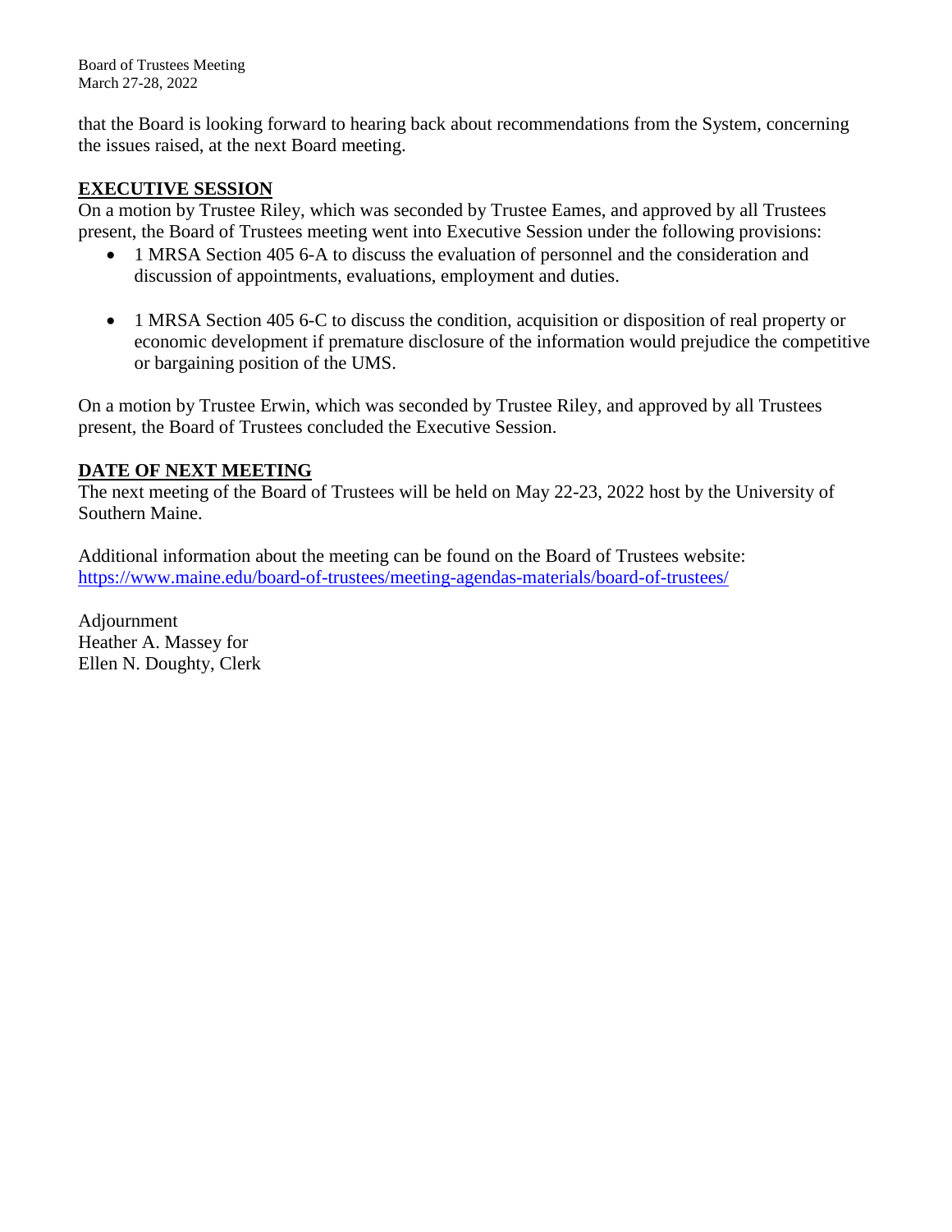that the Board is looking forward to hearing back about recommendations from the System, concerning the issues raised, at the next Board meeting.

**EXECUTIVE SESSION**

On a motion by Trustee Riley, which was seconded by Trustee Eames, and approved by all Trustees present, the Board of Trustees meeting went into Executive Session under the following provisions:

- 1 MRSA Section 405 6-A to discuss the evaluation of personnel and the consideration and discussion of appointments, evaluations, employment and duties.

- 1 MRSA Section 405 6-C to discuss the condition, acquisition or disposition of real property or economic development if premature disclosure of the information would prejudice the competitive or bargaining position of the UMS.

On a motion by Trustee Erwin, which was seconded by Trustee Riley, and approved by all Trustees present, the Board of Trustees concluded the Executive Session.

**DATE OF NEXT MEETING**

The next meeting of the Board of Trustees will be held on May 22-23, 2022 host by the University of Southern Maine.

Additional information about the meeting can be found on the Board of Trustees website: https://www.maine.edu/board-of-trustees/meeting-agendas-materials/board-of-trustees/

Adjournment
Heather A. Massey for
Ellen N. Doughty, Clerk